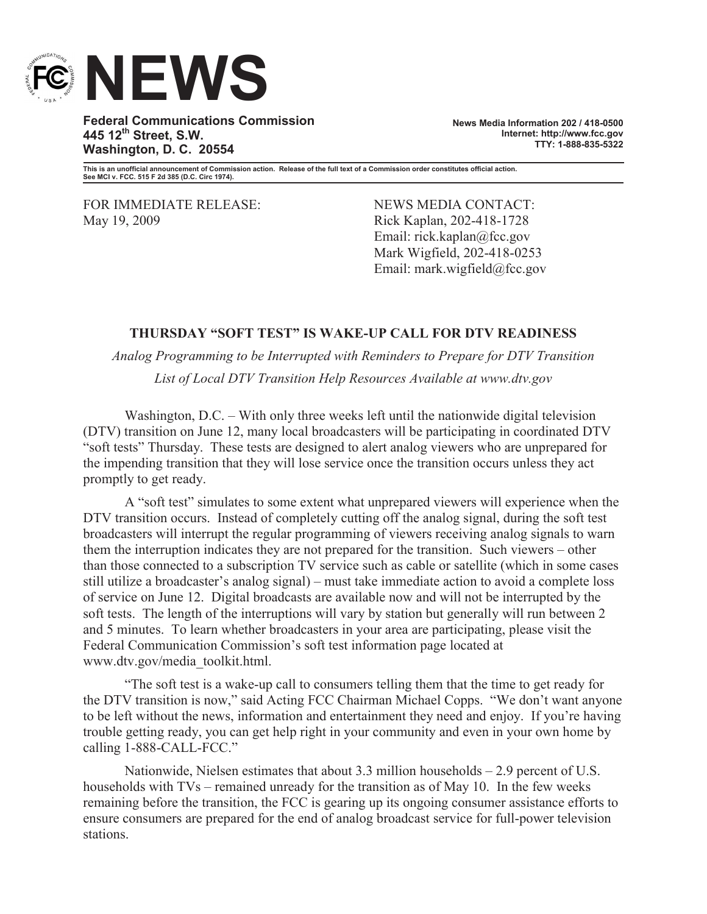# NEWS

**Federal Communications Commission**
**445 12th Street, S.W.**
**Washington, D. C. 20554**

**News Media Information 202 / 418-0500**
**Internet: http://www.fcc.gov**
**TTY: 1-888-835-5322**

**This is an unofficial announcement of Commission action. Release of the full text of a Commission order constitutes official action. See MCI v. FCC. 515 F 2d 385 (D.C. Circ 1974).**

FOR IMMEDIATE RELEASE:
May 19, 2009

NEWS MEDIA CONTACT:
Rick Kaplan, 202-418-1728
Email: rick.kaplan@fcc.gov
Mark Wigfield, 202-418-0253
Email: mark.wigfield@fcc.gov

## THURSDAY "SOFT TEST" IS WAKE-UP CALL FOR DTV READINESS

*Analog Programming to be Interrupted with Reminders to Prepare for DTV Transition*

*List of Local DTV Transition Help Resources Available at www.dtv.gov*

Washington, D.C. – With only three weeks left until the nationwide digital television (DTV) transition on June 12, many local broadcasters will be participating in coordinated DTV "soft tests" Thursday. These tests are designed to alert analog viewers who are unprepared for the impending transition that they will lose service once the transition occurs unless they act promptly to get ready.

A "soft test" simulates to some extent what unprepared viewers will experience when the DTV transition occurs. Instead of completely cutting off the analog signal, during the soft test broadcasters will interrupt the regular programming of viewers receiving analog signals to warn them the interruption indicates they are not prepared for the transition. Such viewers – other than those connected to a subscription TV service such as cable or satellite (which in some cases still utilize a broadcaster's analog signal) – must take immediate action to avoid a complete loss of service on June 12. Digital broadcasts are available now and will not be interrupted by the soft tests. The length of the interruptions will vary by station but generally will run between 2 and 5 minutes. To learn whether broadcasters in your area are participating, please visit the Federal Communication Commission's soft test information page located at www.dtv.gov/media_toolkit.html.

"The soft test is a wake-up call to consumers telling them that the time to get ready for the DTV transition is now," said Acting FCC Chairman Michael Copps. "We don't want anyone to be left without the news, information and entertainment they need and enjoy. If you're having trouble getting ready, you can get help right in your community and even in your own home by calling 1-888-CALL-FCC."

Nationwide, Nielsen estimates that about 3.3 million households – 2.9 percent of U.S. households with TVs – remained unready for the transition as of May 10. In the few weeks remaining before the transition, the FCC is gearing up its ongoing consumer assistance efforts to ensure consumers are prepared for the end of analog broadcast service for full-power television stations.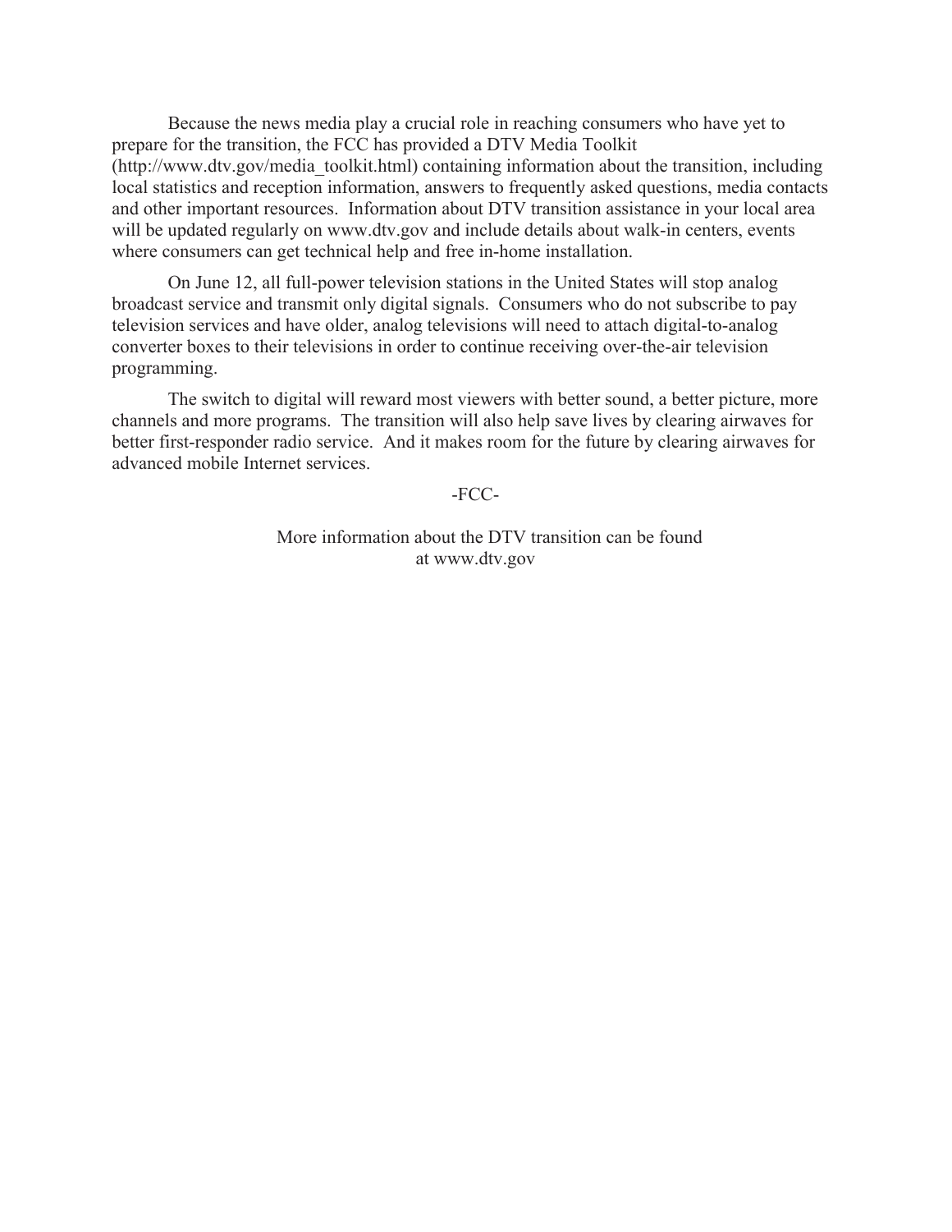Because the news media play a crucial role in reaching consumers who have yet to prepare for the transition, the FCC has provided a DTV Media Toolkit (http://www.dtv.gov/media_toolkit.html) containing information about the transition, including local statistics and reception information, answers to frequently asked questions, media contacts and other important resources. Information about DTV transition assistance in your local area will be updated regularly on www.dtv.gov and include details about walk-in centers, events where consumers can get technical help and free in-home installation.

On June 12, all full-power television stations in the United States will stop analog broadcast service and transmit only digital signals. Consumers who do not subscribe to pay television services and have older, analog televisions will need to attach digital-to-analog converter boxes to their televisions in order to continue receiving over-the-air television programming.

The switch to digital will reward most viewers with better sound, a better picture, more channels and more programs. The transition will also help save lives by clearing airwaves for better first-responder radio service. And it makes room for the future by clearing airwaves for advanced mobile Internet services.

-FCC-

More information about the DTV transition can be found at www.dtv.gov